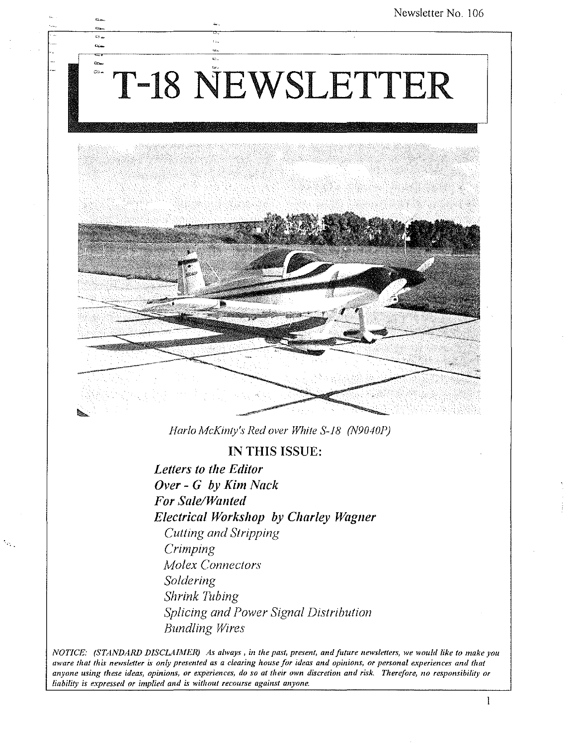Newsletter No. 106

# T-18 NEWSLETTER

*Harlo McKinty's Red over White S-18 (N9040P)*

## IN THIS ISSUE:

***Letters to the Editor***
***Over - G by Kim Nack***
***For Sale/Wanted***
***Electrical Workshop by Charley Wagner***

- *Cutting and Stripping*
- *Crimping*
- *Molex Connectors*
- *Soldering*
- *Shrink Tubing*
- *Splicing and Power Signal Distribution*
- *Bundling Wires*

*NOTICE: (STANDARD DISCLAIMER) As always, in the past, present, and future newsletters, we would like to make you aware that this newsletter is only presented as a clearing house for ideas and opinions, or personal experiences and that anyone using these ideas, opinions, or experiences, do so at their own discretion and risk. Therefore, no responsibility or liability is expressed or implied and is without recourse against anyone.*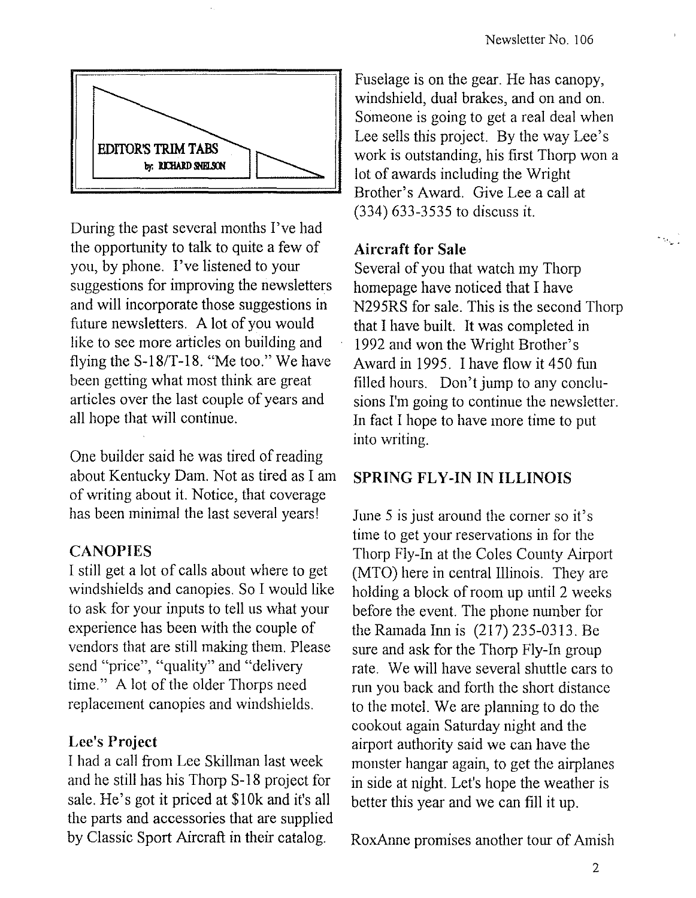## EDITOR'S TRIM TABS

by: RICHARD SNELSON

During the past several months I've had the opportunity to talk to quite a few of you, by phone. I've listened to your suggestions for improving the newsletters and will incorporate those suggestions in future newsletters. A lot of you would like to see more articles on building and flying the S-18/T-18. "Me too." We have been getting what most think are great articles over the last couple of years and all hope that will continue.

One builder said he was tired of reading about Kentucky Dam. Not as tired as I am of writing about it. Notice, that coverage has been minimal the last several years!

### CANOPIES

I still get a lot of calls about where to get windshields and canopies. So I would like to ask for your inputs to tell us what your experience has been with the couple of vendors that are still making them. Please send "price", "quality" and "delivery time." A lot of the older Thorps need replacement canopies and windshields.

### Lee's Project

I had a call from Lee Skillman last week and he still has his Thorp S-18 project for sale. He's got it priced at $10k and it's all the parts and accessories that are supplied by Classic Sport Aircraft in their catalog. Fuselage is on the gear. He has canopy, windshield, dual brakes, and on and on. Someone is going to get a real deal when Lee sells this project. By the way Lee's work is outstanding, his first Thorp won a lot of awards including the Wright Brother's Award. Give Lee a call at (334) 633-3535 to discuss it.

### Aircraft for Sale

Several of you that watch my Thorp homepage have noticed that I have N295RS for sale. This is the second Thorp that I have built. It was completed in 1992 and won the Wright Brother's Award in 1995. I have flow it 450 fun filled hours. Don't jump to any conclusions I'm going to continue the newsletter. In fact I hope to have more time to put into writing.

## SPRING FLY-IN IN ILLINOIS

June 5 is just around the corner so it's time to get your reservations in for the Thorp Fly-In at the Coles County Airport (MTO) here in central Illinois. They are holding a block of room up until 2 weeks before the event. The phone number for the Ramada Inn is (217) 235-0313. Be sure and ask for the Thorp Fly-In group rate. We will have several shuttle cars to run you back and forth the short distance to the motel. We are planning to do the cookout again Saturday night and the airport authority said we can have the monster hangar again, to get the airplanes in side at night. Let's hope the weather is better this year and we can fill it up.

RoxAnne promises another tour of Amish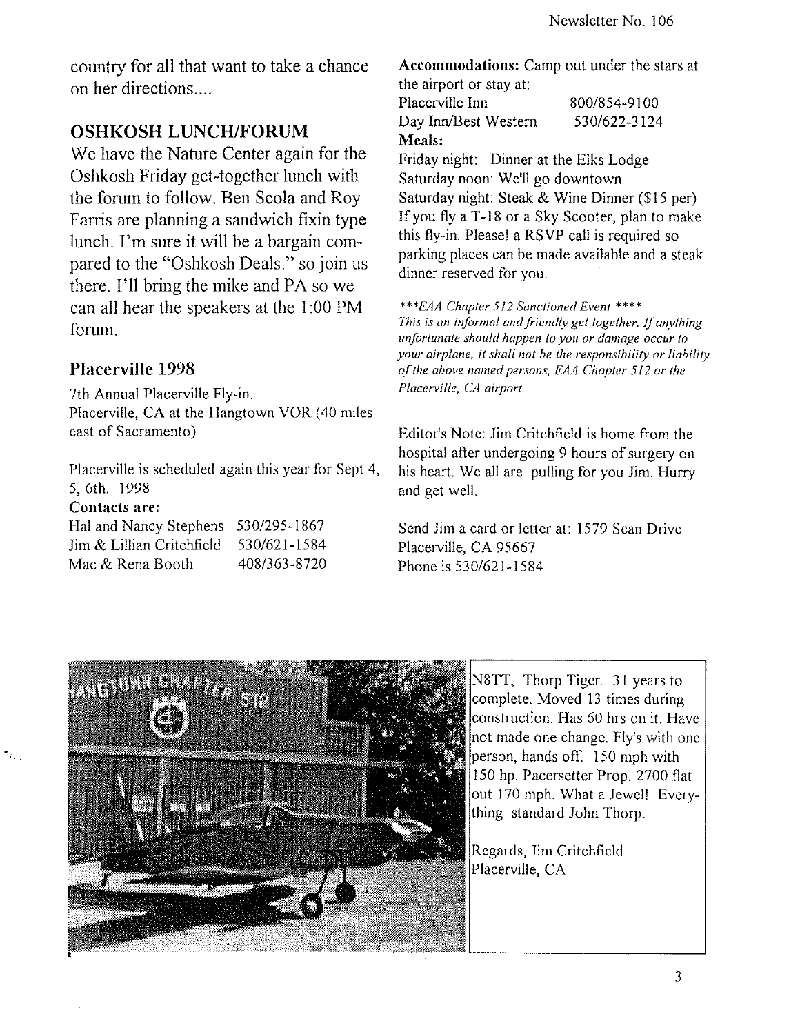country for all that want to take a chance on her directions....

## OSHKOSH LUNCH/FORUM

We have the Nature Center again for the Oshkosh Friday get-together lunch with the forum to follow. Ben Scola and Roy Farris are planning a sandwich fixin type lunch. I'm sure it will be a bargain compared to the "Oshkosh Deals." so join us there. I'll bring the mike and PA so we can all hear the speakers at the 1:00 PM forum.

## Placerville 1998

7th Annual Placerville Fly-in.
Placerville, CA at the Hangtown VOR (40 miles east of Sacramento)

Placerville is scheduled again this year for Sept 4, 5, 6th. 1998

**Contacts are:**

| | |
|---|---|
| Hal and Nancy Stephens | 530/295-1867 |
| Jim & Lillian Critchfield | 530/621-1584 |
| Mac & Rena Booth | 408/363-8720 |

**Accommodations:** Camp out under the stars at the airport or stay at:

| | |
|---|---|
| Placerville Inn | 800/854-9100 |
| Day Inn/Best Western | 530/622-3124 |

**Meals:**

Friday night: Dinner at the Elks Lodge
Saturday noon: We'll go downtown
Saturday night: Steak & Wine Dinner ($15 per)
If you fly a T-18 or a Sky Scooter, plan to make this fly-in. Please! a RSVP call is required so parking places can be made available and a steak dinner reserved for you.

*\*\*\*EAA Chapter 512 Sanctioned Event \*\*\*\**
*This is an informal and friendly get together. If anything unfortunate should happen to you or damage occur to your airplane, it shall not be the responsibility or liability of the above named persons, EAA Chapter 512 or the Placerville, CA airport.*

Editor's Note: Jim Critchfield is home from the hospital after undergoing 9 hours of surgery on his heart. We all are pulling for you Jim. Hurry and get well.

Send Jim a card or letter at: 1579 Sean Drive
Placerville, CA 95667
Phone is 530/621-1584

N8TT, Thorp Tiger. 31 years to complete. Moved 13 times during construction. Has 60 hrs on it. Have not made one change. Fly's with one person, hands off. 150 mph with 150 hp. Pacersetter Prop. 2700 flat out 170 mph. What a Jewel! Everything standard John Thorp.

Regards, Jim Critchfield
Placerville, CA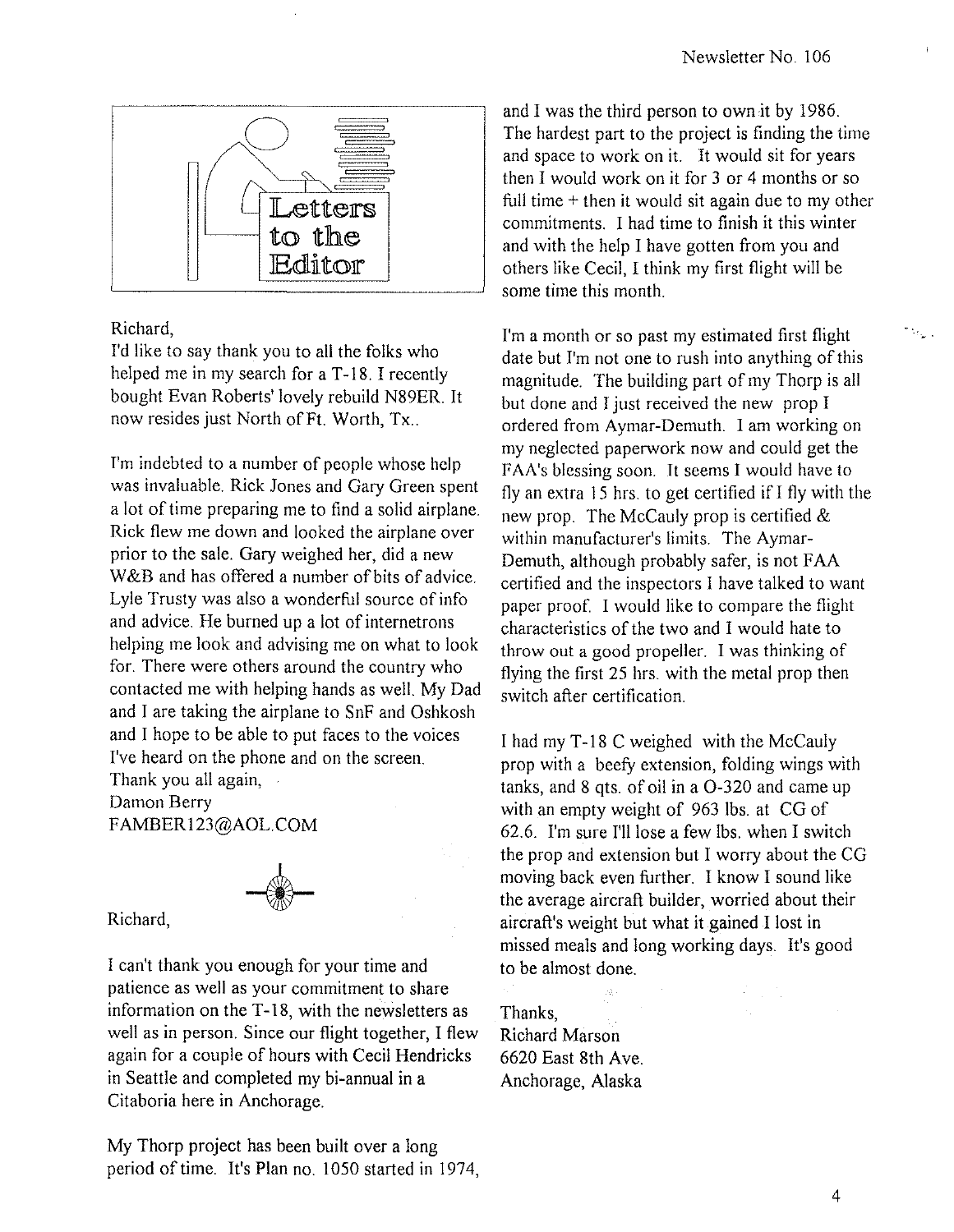# Letters to the Editor

Richard,

I'd like to say thank you to all the folks who helped me in my search for a T-18. I recently bought Evan Roberts' lovely rebuild N89ER. It now resides just North of Ft. Worth, Tx..

I'm indebted to a number of people whose help was invaluable. Rick Jones and Gary Green spent a lot of time preparing me to find a solid airplane. Rick flew me down and looked the airplane over prior to the sale. Gary weighed her, did a new W&B and has offered a number of bits of advice. Lyle Trusty was also a wonderful source of info and advice. He burned up a lot of internetrons helping me look and advising me on what to look for. There were others around the country who contacted me with helping hands as well. My Dad and I are taking the airplane to SnF and Oshkosh and I hope to be able to put faces to the voices I've heard on the phone and on the screen.

Thank you all again,
Damon Berry
FAMBER123@AOL.COM

Richard,

I can't thank you enough for your time and patience as well as your commitment to share information on the T-18, with the newsletters as well as in person. Since our flight together, I flew again for a couple of hours with Cecil Hendricks in Seattle and completed my bi-annual in a Citaboria here in Anchorage.

My Thorp project has been built over a long period of time. It's Plan no. 1050 started in 1974, and I was the third person to own it by 1986. The hardest part to the project is finding the time and space to work on it. It would sit for years then I would work on it for 3 or 4 months or so full time + then it would sit again due to my other commitments. I had time to finish it this winter and with the help I have gotten from you and others like Cecil, I think my first flight will be some time this month.

I'm a month or so past my estimated first flight date but I'm not one to rush into anything of this magnitude. The building part of my Thorp is all but done and I just received the new prop I ordered from Aymar-Demuth. I am working on my neglected paperwork now and could get the FAA's blessing soon. It seems I would have to fly an extra 15 hrs. to get certified if I fly with the new prop. The McCauly prop is certified & within manufacturer's limits. The Aymar-Demuth, although probably safer, is not FAA certified and the inspectors I have talked to want paper proof. I would like to compare the flight characteristics of the two and I would hate to throw out a good propeller. I was thinking of flying the first 25 hrs. with the metal prop then switch after certification.

I had my T-18 C weighed with the McCauly prop with a beefy extension, folding wings with tanks, and 8 qts. of oil in a O-320 and came up with an empty weight of 963 lbs. at CG of 62.6. I'm sure I'll lose a few lbs. when I switch the prop and extension but I worry about the CG moving back even further. I know I sound like the average aircraft builder, worried about their aircraft's weight but what it gained I lost in missed meals and long working days. It's good to be almost done.

Thanks,
Richard Marson
6620 East 8th Ave.
Anchorage, Alaska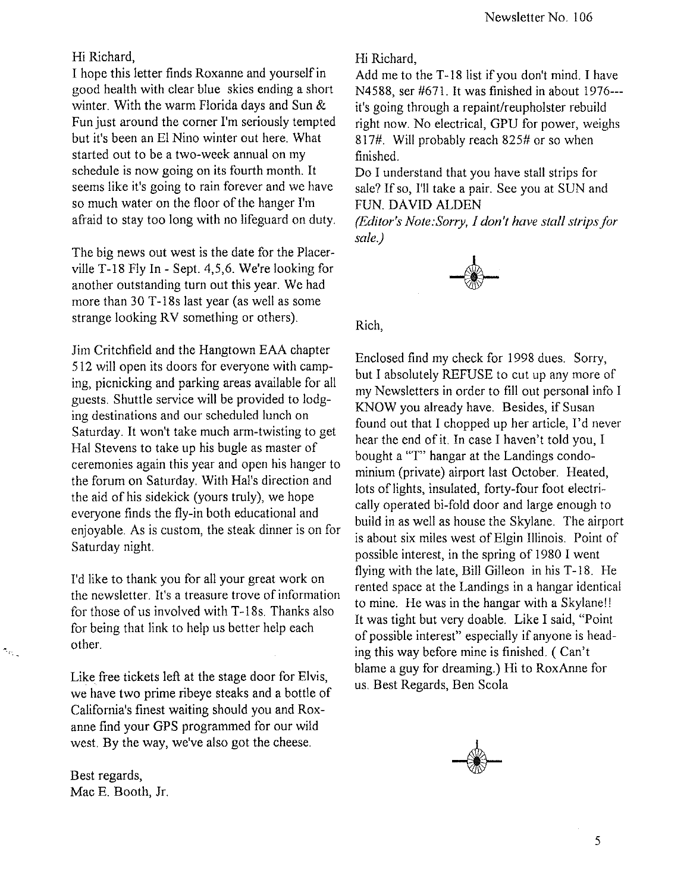Hi Richard,

I hope this letter finds Roxanne and yourself in good health with clear blue skies ending a short winter. With the warm Florida days and Sun & Fun just around the corner I'm seriously tempted but it's been an El Nino winter out here. What started out to be a two-week annual on my schedule is now going on its fourth month. It seems like it's going to rain forever and we have so much water on the floor of the hanger I'm afraid to stay too long with no lifeguard on duty.

The big news out west is the date for the Placerville T-18 Fly In - Sept. 4,5,6. We're looking for another outstanding turn out this year. We had more than 30 T-18s last year (as well as some strange looking RV something or others).

Jim Critchfield and the Hangtown EAA chapter 512 will open its doors for everyone with camping, picnicking and parking areas available for all guests. Shuttle service will be provided to lodging destinations and our scheduled lunch on Saturday. It won't take much arm-twisting to get Hal Stevens to take up his bugle as master of ceremonies again this year and open his hanger to the forum on Saturday. With Hal's direction and the aid of his sidekick (yours truly), we hope everyone finds the fly-in both educational and enjoyable. As is custom, the steak dinner is on for Saturday night.

I'd like to thank you for all your great work on the newsletter. It's a treasure trove of information for those of us involved with T-18s. Thanks also for being that link to help us better help each other.

Like free tickets left at the stage door for Elvis, we have two prime ribeye steaks and a bottle of California's finest waiting should you and Roxanne find your GPS programmed for our wild west. By the way, we've also got the cheese.

Best regards,
Mac E. Booth, Jr.

Hi Richard,

Add me to the T-18 list if you don't mind. I have N4588, ser #671. It was finished in about 1976---it's going through a repaint/reupholster rebuild right now. No electrical, GPU for power, weighs 817#. Will probably reach 825# or so when finished.

Do I understand that you have stall strips for sale? If so, I'll take a pair. See you at SUN and FUN. DAVID ALDEN

*(Editor's Note: Sorry, I don't have stall strips for sale.)*

Rich,

Enclosed find my check for 1998 dues. Sorry, but I absolutely REFUSE to cut up any more of my Newsletters in order to fill out personal info I KNOW you already have. Besides, if Susan found out that I chopped up her article, I'd never hear the end of it. In case I haven't told you, I bought a "T" hangar at the Landings condominium (private) airport last October. Heated, lots of lights, insulated, forty-four foot electrically operated bi-fold door and large enough to build in as well as house the Skylane. The airport is about six miles west of Elgin Illinois. Point of possible interest, in the spring of 1980 I went flying with the late, Bill Gilleon in his T-18. He rented space at the Landings in a hangar identical to mine. He was in the hangar with a Skylane!! It was tight but very doable. Like I said, "Point of possible interest" especially if anyone is heading this way before mine is finished. ( Can't blame a guy for dreaming.) Hi to RoxAnne for us. Best Regards, Ben Scola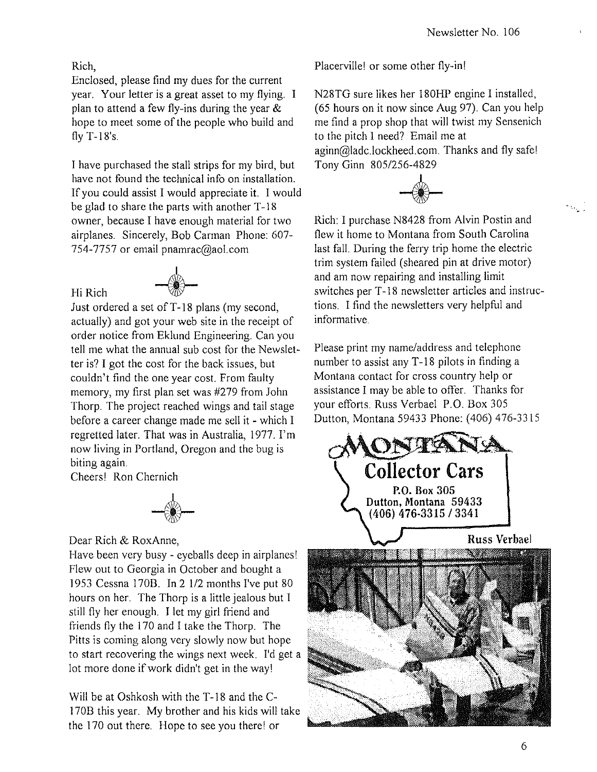Rich,

Enclosed, please find my dues for the current year. Your letter is a great asset to my flying. I plan to attend a few fly-ins during the year & hope to meet some of the people who build and fly T-18's.

I have purchased the stall strips for my bird, but have not found the technical info on installation. If you could assist I would appreciate it. I would be glad to share the parts with another T-18 owner, because I have enough material for two airplanes. Sincerely, Bob Carman Phone: 607-754-7757 or email pnamrac@aol.com

Hi Rich

Just ordered a set of T-18 plans (my second, actually) and got your web site in the receipt of order notice from Eklund Engineering. Can you tell me what the annual sub cost for the Newsletter is? I got the cost for the back issues, but couldn't find the one year cost. From faulty memory, my first plan set was #279 from John Thorp. The project reached wings and tail stage before a career change made me sell it - which I regretted later. That was in Australia, 1977. I'm now living in Portland, Oregon and the bug is biting again.

Cheers! Ron Chernich

Dear Rich & RoxAnne,

Have been very busy - eyeballs deep in airplanes! Flew out to Georgia in October and bought a 1953 Cessna 170B. In 2 1/2 months I've put 80 hours on her. The Thorp is a little jealous but I still fly her enough. I let my girl friend and friends fly the 170 and I take the Thorp. The Pitts is coming along very slowly now but hope to start recovering the wings next week. I'd get a lot more done if work didn't get in the way!

Will be at Oshkosh with the T-18 and the C-170B this year. My brother and his kids will take the 170 out there. Hope to see you there! or Placerville! or some other fly-in!

N28TG sure likes her 180HP engine I installed, (65 hours on it now since Aug 97). Can you help me find a prop shop that will twist my Sensenich to the pitch I need? Email me at aginn@ladc.lockheed.com. Thanks and fly safe! Tony Ginn 805/256-4829

Rich: I purchase N8428 from Alvin Postin and flew it home to Montana from South Carolina last fall. During the ferry trip home the electric trim system failed (sheared pin at drive motor) and am now repairing and installing limit switches per T-18 newsletter articles and instructions. I find the newsletters very helpful and informative.

Please print my name/address and telephone number to assist any T-18 pilots in finding a Montana contact for cross country help or assistance I may be able to offer. Thanks for your efforts. Russ Verbael P.O. Box 305 Dutton, Montana 59433 Phone: (406) 476-3315

**MONTANA**
**Collector Cars**
**P.O. Box 305**
**Dutton, Montana 59433**
**(406) 476-3315 / 3341**

**Russ Verbael**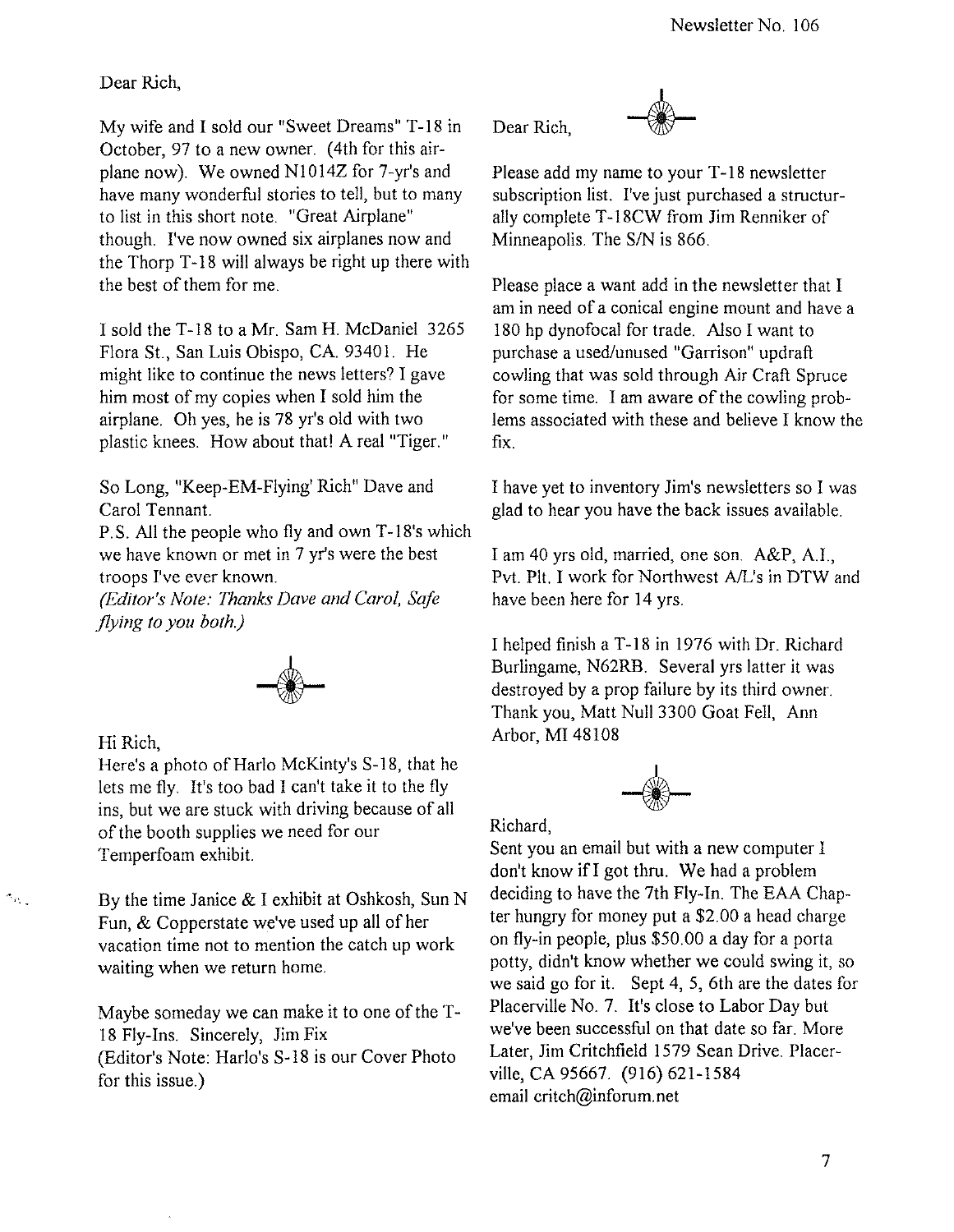Dear Rich,

My wife and I sold our "Sweet Dreams" T-18 in October, 97 to a new owner. (4th for this airplane now). We owned N1014Z for 7-yr's and have many wonderful stories to tell, but to many to list in this short note. "Great Airplane" though. I've now owned six airplanes now and the Thorp T-18 will always be right up there with the best of them for me.

I sold the T-18 to a Mr. Sam H. McDaniel 3265 Flora St., San Luis Obispo, CA. 93401. He might like to continue the news letters? I gave him most of my copies when I sold him the airplane. Oh yes, he is 78 yr's old with two plastic knees. How about that! A real "Tiger."

So Long, "Keep-EM-Flying' Rich" Dave and Carol Tennant.

P.S. All the people who fly and own T-18's which we have known or met in 7 yr's were the best troops I've ever known.

*(Editor's Note: Thanks Dave and Carol, Safe flying to you both.)*

Hi Rich,

Here's a photo of Harlo McKinty's S-18, that he lets me fly. It's too bad I can't take it to the fly ins, but we are stuck with driving because of all of the booth supplies we need for our Temperfoam exhibit.

By the time Janice & I exhibit at Oshkosh, Sun N Fun, & Copperstate we've used up all of her vacation time not to mention the catch up work waiting when we return home.

Maybe someday we can make it to one of the T-18 Fly-Ins. Sincerely, Jim Fix

(Editor's Note: Harlo's S-18 is our Cover Photo for this issue.)

Dear Rich,

Please add my name to your T-18 newsletter subscription list. I've just purchased a structurally complete T-18CW from Jim Renniker of Minneapolis. The S/N is 866.

Please place a want add in the newsletter that I am in need of a conical engine mount and have a 180 hp dynofocal for trade. Also I want to purchase a used/unused "Garrison" updraft cowling that was sold through Air Craft Spruce for some time. I am aware of the cowling problems associated with these and believe I know the fix.

I have yet to inventory Jim's newsletters so I was glad to hear you have the back issues available.

I am 40 yrs old, married, one son. A&P, A.I., Pvt. Plt. I work for Northwest A/L's in DTW and have been here for 14 yrs.

I helped finish a T-18 in 1976 with Dr. Richard Burlingame, N62RB. Several yrs latter it was destroyed by a prop failure by its third owner. Thank you, Matt Null 3300 Goat Fell, Ann Arbor, MI 48108

Richard,

Sent you an email but with a new computer I don't know if I got thru. We had a problem deciding to have the 7th Fly-In. The EAA Chapter hungry for money put a $2.00 a head charge on fly-in people, plus $50.00 a day for a porta potty, didn't know whether we could swing it, so we said go for it. Sept 4, 5, 6th are the dates for Placerville No. 7. It's close to Labor Day but we've been successful on that date so far. More Later, Jim Critchfield 1579 Sean Drive. Placerville, CA 95667. (916) 621-1584

email critch@inforum.net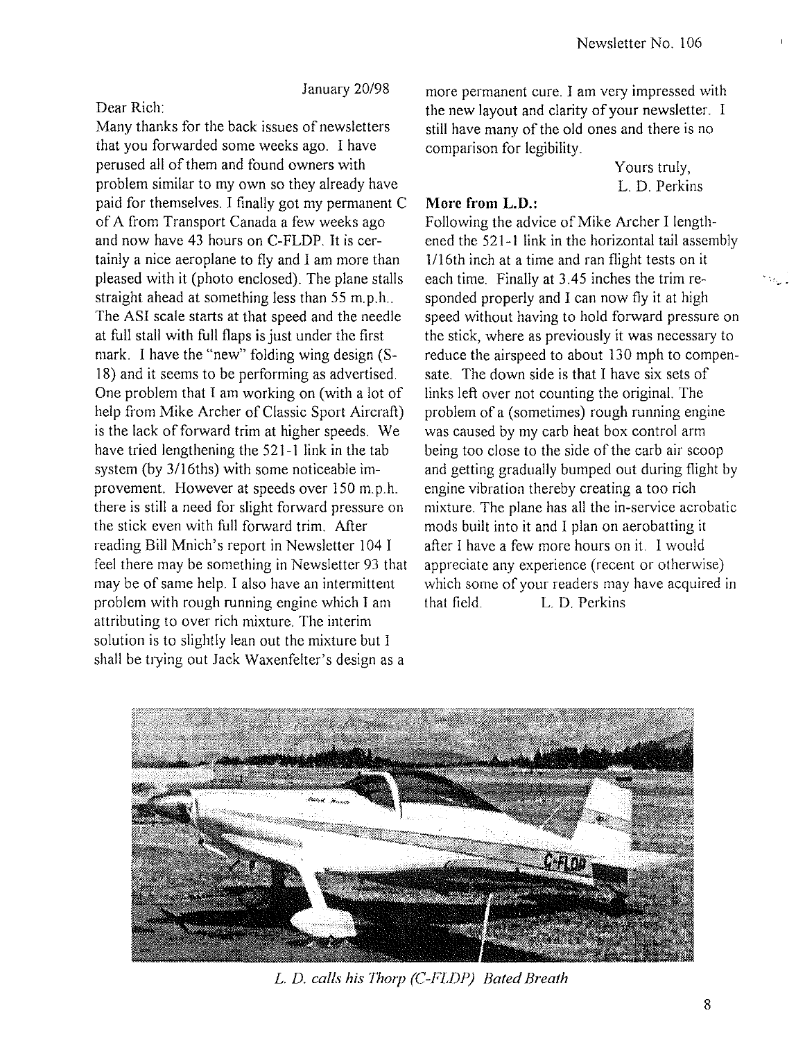January 20/98

Dear Rich:

Many thanks for the back issues of newsletters that you forwarded some weeks ago. I have perused all of them and found owners with problem similar to my own so they already have paid for themselves. I finally got my permanent C of A from Transport Canada a few weeks ago and now have 43 hours on C-FLDP. It is certainly a nice aeroplane to fly and I am more than pleased with it (photo enclosed). The plane stalls straight ahead at something less than 55 m.p.h.. The ASI scale starts at that speed and the needle at full stall with full flaps is just under the first mark. I have the "new" folding wing design (S-18) and it seems to be performing as advertised. One problem that I am working on (with a lot of help from Mike Archer of Classic Sport Aircraft) is the lack of forward trim at higher speeds. We have tried lengthening the 521-1 link in the tab system (by 3/16ths) with some noticeable improvement. However at speeds over 150 m.p.h. there is still a need for slight forward pressure on the stick even with full forward trim. After reading Bill Mnich's report in Newsletter 104 I feel there may be something in Newsletter 93 that may be of same help. I also have an intermittent problem with rough running engine which I am attributing to over rich mixture. The interim solution is to slightly lean out the mixture but I shall be trying out Jack Waxenfelter's design as a more permanent cure. I am very impressed with the new layout and clarity of your newsletter. I still have many of the old ones and there is no comparison for legibility.

Yours truly,
L. D. Perkins

**More from L.D.:**

Following the advice of Mike Archer I lengthened the 521-1 link in the horizontal tail assembly 1/16th inch at a time and ran flight tests on it each time. Finally at 3.45 inches the trim responded properly and I can now fly it at high speed without having to hold forward pressure on the stick, where as previously it was necessary to reduce the airspeed to about 130 mph to compensate. The down side is that I have six sets of links left over not counting the original. The problem of a (sometimes) rough running engine was caused by my carb heat box control arm being too close to the side of the carb air scoop and getting gradually bumped out during flight by engine vibration thereby creating a too rich mixture. The plane has all the in-service acrobatic mods built into it and I plan on aerobatting it after I have a few more hours on it. I would appreciate any experience (recent or otherwise) which some of your readers may have acquired in that field. L. D. Perkins

*L. D. calls his Thorp (C-FLDP) Bated Breath*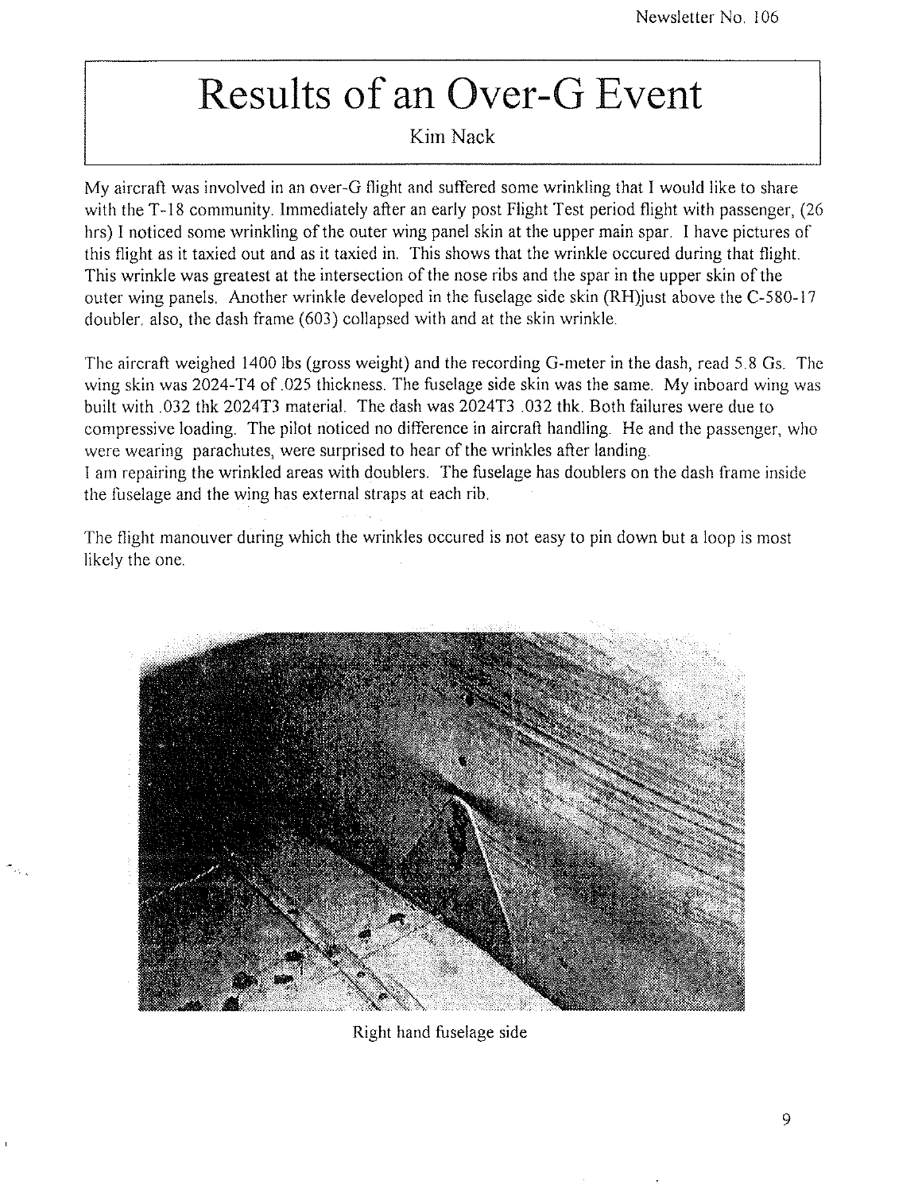# Results of an Over-G Event

Kim Nack

My aircraft was involved in an over-G flight and suffered some wrinkling that I would like to share with the T-18 community. Immediately after an early post Flight Test period flight with passenger, (26 hrs) I noticed some wrinkling of the outer wing panel skin at the upper main spar. I have pictures of this flight as it taxied out and as it taxied in. This shows that the wrinkle occured during that flight. This wrinkle was greatest at the intersection of the nose ribs and the spar in the upper skin of the outer wing panels. Another wrinkle developed in the fuselage side skin (RH)just above the C-580-17 doubler, also, the dash frame (603) collapsed with and at the skin wrinkle.

The aircraft weighed 1400 lbs (gross weight) and the recording G-meter in the dash, read 5.8 Gs. The wing skin was 2024-T4 of .025 thickness. The fuselage side skin was the same. My inboard wing was built with .032 thk 2024T3 material. The dash was 2024T3 .032 thk. Both failures were due to compressive loading. The pilot noticed no difference in aircraft handling. He and the passenger, who were wearing parachutes, were surprised to hear of the wrinkles after landing.

I am repairing the wrinkled areas with doublers. The fuselage has doublers on the dash frame inside the fuselage and the wing has external straps at each rib.

The flight manouver during which the wrinkles occured is not easy to pin down but a loop is most likely the one.

Right hand fuselage side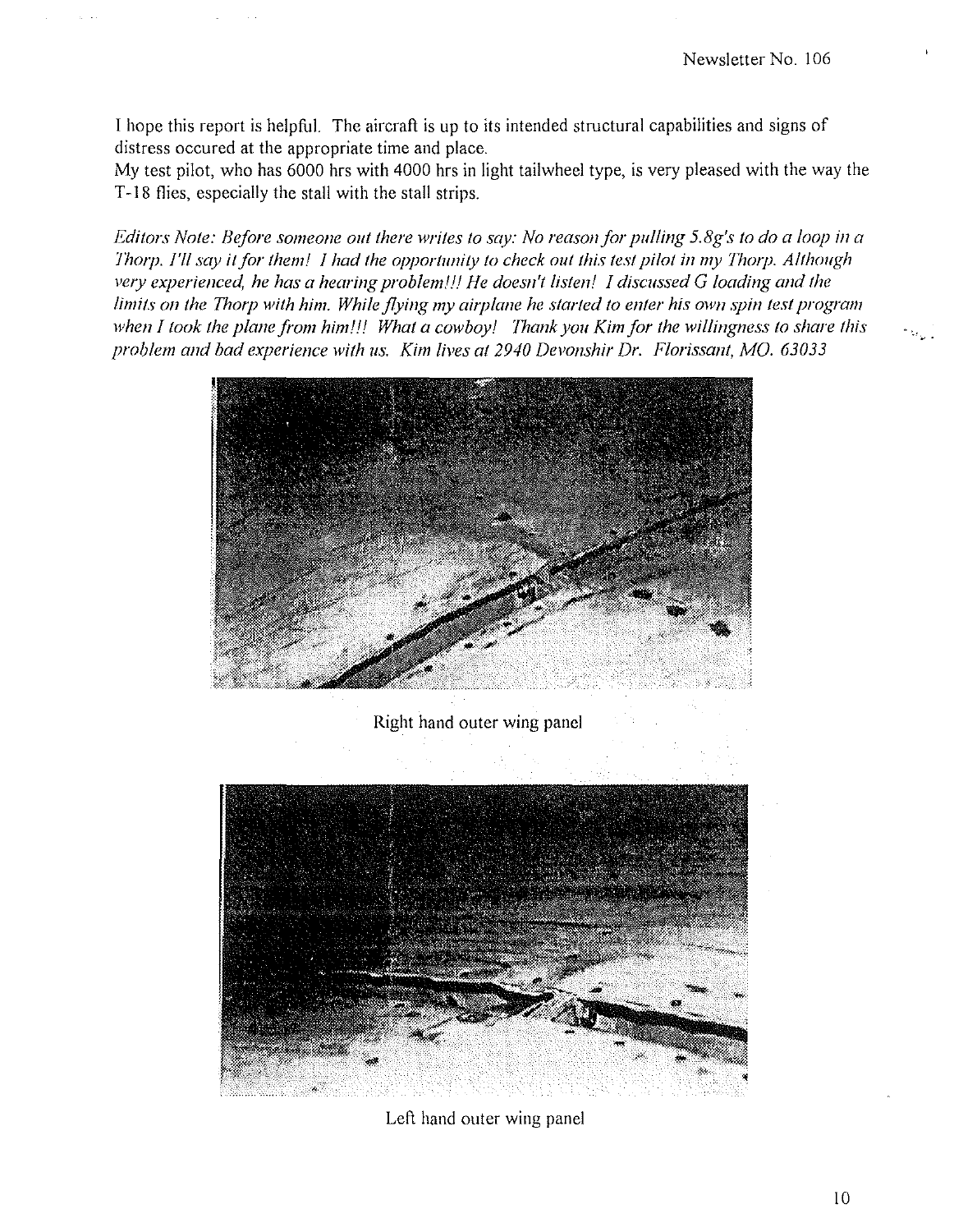I hope this report is helpful. The aircraft is up to its intended structural capabilities and signs of distress occured at the appropriate time and place.
My test pilot, who has 6000 hrs with 4000 hrs in light tailwheel type, is very pleased with the way the T-18 flies, especially the stall with the stall strips.

*Editors Note: Before someone out there writes to say: No reason for pulling 5.8g's to do a loop in a Thorp. I'll say it for them! I had the opportunity to check out this test pilot in my Thorp. Although very experienced, he has a hearing problem!!! He doesn't listen! I discussed G loading and the limits on the Thorp with him. While flying my airplane he started to enter his own spin test program when I took the plane from him!!! What a cowboy! Thank you Kim for the willingness to share this problem and bad experience with us. Kim lives at 2940 Devonshir Dr. Florissant, MO. 63033*

Right hand outer wing panel

Left hand outer wing panel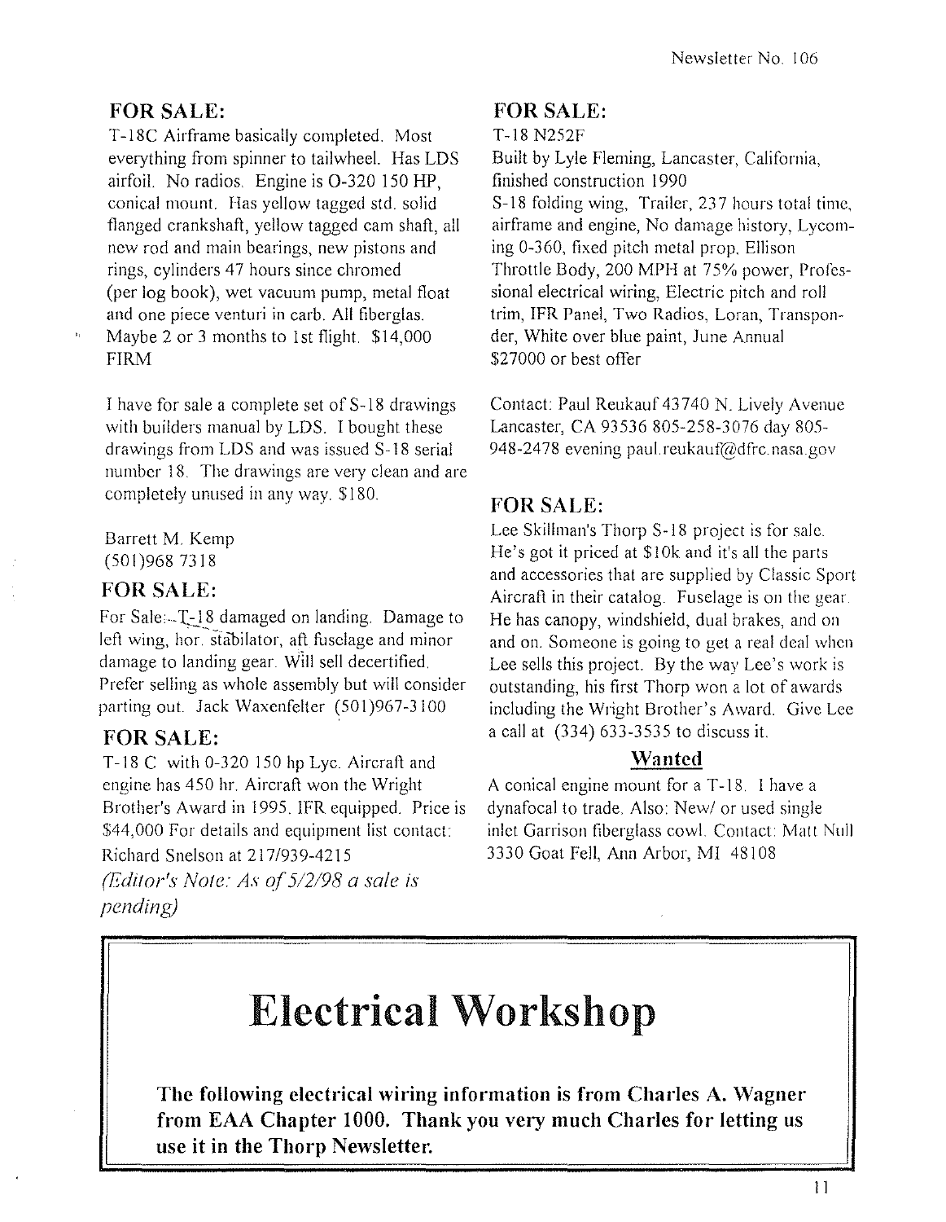## FOR SALE:

T-18C Airframe basically completed. Most everything from spinner to tailwheel. Has LDS airfoil. No radios. Engine is 0-320 150 HP, conical mount. Has yellow tagged std. solid flanged crankshaft, yellow tagged cam shaft, all new rod and main bearings, new pistons and rings, cylinders 47 hours since chromed (per log book), wet vacuum pump, metal float and one piece venturi in carb. All fiberglas. Maybe 2 or 3 months to 1st flight. $14,000 FIRM

I have for sale a complete set of S-18 drawings with builders manual by LDS. I bought these drawings from LDS and was issued S-18 serial number 18. The drawings are very clean and are completely unused in any way. $180.

Barrett M. Kemp
(501)968 7318

## FOR SALE:

For Sale:--T-18 damaged on landing. Damage to left wing, hor. stabilator, aft fuselage and minor damage to landing gear. Will sell decertified. Prefer selling as whole assembly but will consider parting out. Jack Waxenfelter (501)967-3100

## FOR SALE:

T-18 C with 0-320 150 hp Lyc. Aircraft and engine has 450 hr. Aircraft won the Wright Brother's Award in 1995. IFR equipped. Price is $44,000 For details and equipment list contact: Richard Snelson at 217/939-4215

*(Editor's Note: As of 5/2/98 a sale is pending)*

## FOR SALE:

T-18 N252F

Built by Lyle Fleming, Lancaster, California, finished construction 1990

S-18 folding wing, Trailer, 237 hours total time, airframe and engine, No damage history, Lycoming 0-360, fixed pitch metal prop, Ellison Throttle Body, 200 MPH at 75% power, Professional electrical wiring, Electric pitch and roll trim, IFR Panel, Two Radios, Loran, Transponder, White over blue paint, June Annual
$27000 or best offer

Contact: Paul Reukauf 43740 N. Lively Avenue Lancaster, CA 93536 805-258-3076 day 805-948-2478 evening paul.reukauf@dfrc.nasa.gov

## FOR SALE:

Lee Skillman's Thorp S-18 project is for sale. He's got it priced at $10k and it's all the parts and accessories that are supplied by Classic Sport Aircraft in their catalog. Fuselage is on the gear. He has canopy, windshield, dual brakes, and on and on. Someone is going to get a real deal when Lee sells this project. By the way Lee's work is outstanding, his first Thorp won a lot of awards including the Wright Brother's Award. Give Lee a call at (334) 633-3535 to discuss it.

## Wanted

A conical engine mount for a T-18. I have a dynafocal to trade. Also: New/ or used single inlet Garrison fiberglass cowl. Contact: Matt Null 3330 Goat Fell, Ann Arbor, MI 48108

# Electrical Workshop

**The following electrical wiring information is from Charles A. Wagner from EAA Chapter 1000. Thank you very much Charles for letting us use it in the Thorp Newsletter.**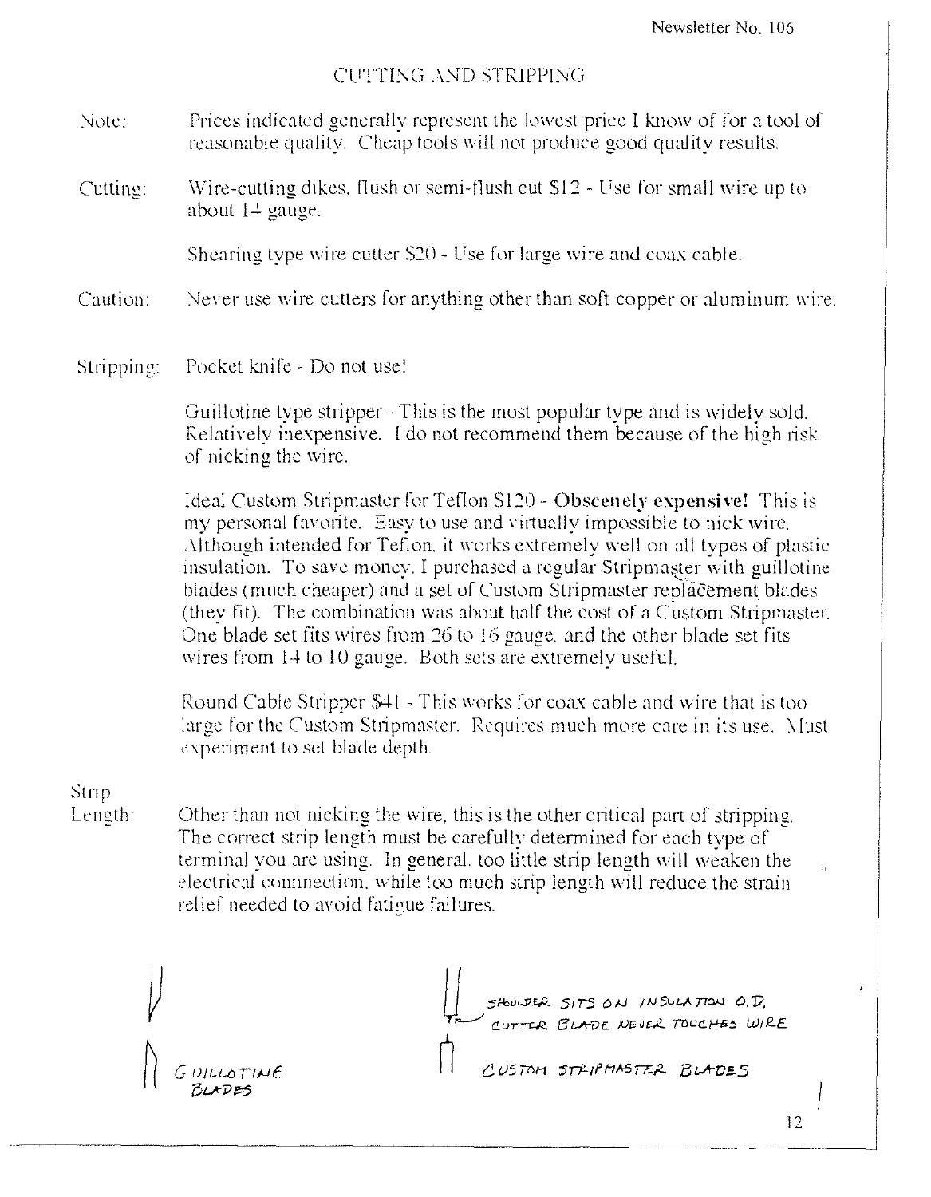## CUTTING AND STRIPPING

**Note:** Prices indicated generally represent the lowest price I know of for a tool of reasonable quality. Cheap tools will not produce good quality results.

**Cutting:** Wire-cutting dikes, flush or semi-flush cut $12 - Use for small wire up to about 14 gauge.

Shearing type wire cutter $20 - Use for large wire and coax cable.

**Caution:** Never use wire cutters for anything other than soft copper or aluminum wire.

**Stripping:** Pocket knife - Do not use!

Guillotine type stripper - This is the most popular type and is widely sold. Relatively inexpensive. I do not recommend them because of the high risk of nicking the wire.

Ideal Custom Stripmaster for Teflon $120 - **Obscenely expensive!** This is my personal favorite. Easy to use and virtually impossible to nick wire. Although intended for Teflon, it works extremely well on all types of plastic insulation. To save money, I purchased a regular Stripmaster with guillotine blades (much cheaper) and a set of Custom Stripmaster replacement blades (they fit). The combination was about half the cost of a Custom Stripmaster. One blade set fits wires from 26 to 16 gauge, and the other blade set fits wires from 14 to 10 gauge. Both sets are extremely useful.

Round Cable Stripper $41 - This works for coax cable and wire that is too large for the Custom Stripmaster. Requires much more care in its use. Must experiment to set blade depth.

**Strip Length:** Other than not nicking the wire, this is the other critical part of stripping. The correct strip length must be carefully determined for each type of terminal you are using. In general, too little strip length will weaken the electrical connection, while too much strip length will reduce the strain relief needed to avoid fatigue failures.

GUILLOTINE BLADES

SHOULDER SITS ON INSULATION O.D. CUTTER BLADE NEVER TOUCHES WIRE

CUSTOM STRIPMASTER BLADES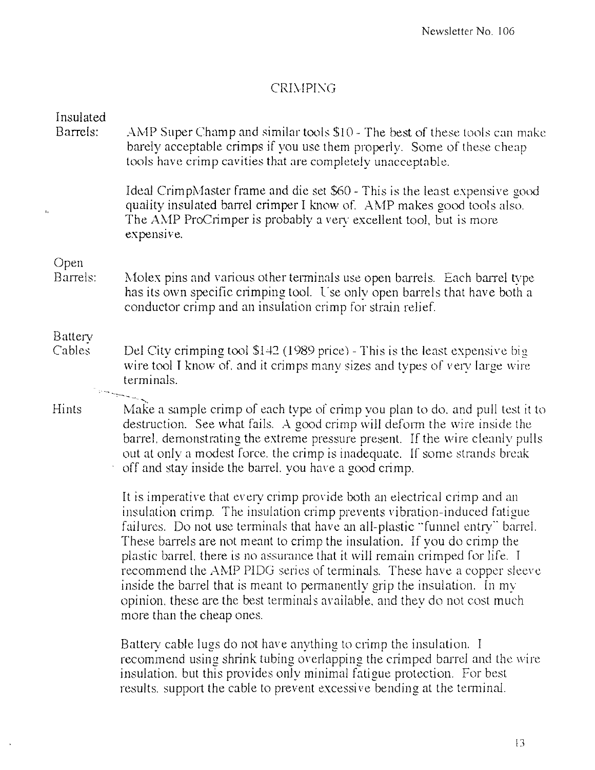# CRIMPING

**Insulated Barrels:** AMP Super Champ and similar tools $10 - The best of these tools can make barely acceptable crimps if you use them properly. Some of these cheap tools have crimp cavities that are completely unacceptable.

Ideal CrimpMaster frame and die set $60 - This is the least expensive good quality insulated barrel crimper I know of. AMP makes good tools also. The AMP ProCrimper is probably a very excellent tool, but is more expensive.

**Open Barrels:** Molex pins and various other terminals use open barrels. Each barrel type has its own specific crimping tool. Use only open barrels that have both a conductor crimp and an insulation crimp for strain relief.

**Battery Cables** Del City crimping tool $142 (1989 price) - This is the least expensive big wire tool I know of, and it crimps many sizes and types of very large wire terminals.

**Hints** Make a sample crimp of each type of crimp you plan to do, and pull test it to destruction. See what fails. A good crimp will deform the wire inside the barrel, demonstrating the extreme pressure present. If the wire cleanly pulls out at only a modest force, the crimp is inadequate. If some strands break off and stay inside the barrel, you have a good crimp.

It is imperative that every crimp provide both an electrical crimp and an insulation crimp. The insulation crimp prevents vibration-induced fatigue failures. Do not use terminals that have an all-plastic "funnel entry" barrel. These barrels are not meant to crimp the insulation. If you do crimp the plastic barrel, there is no assurance that it will remain crimped for life. I recommend the AMP PIDG series of terminals. These have a copper sleeve inside the barrel that is meant to permanently grip the insulation. In my opinion, these are the best terminals available, and they do not cost much more than the cheap ones.

Battery cable lugs do not have anything to crimp the insulation. I recommend using shrink tubing overlapping the crimped barrel and the wire insulation, but this provides only minimal fatigue protection. For best results, support the cable to prevent excessive bending at the terminal.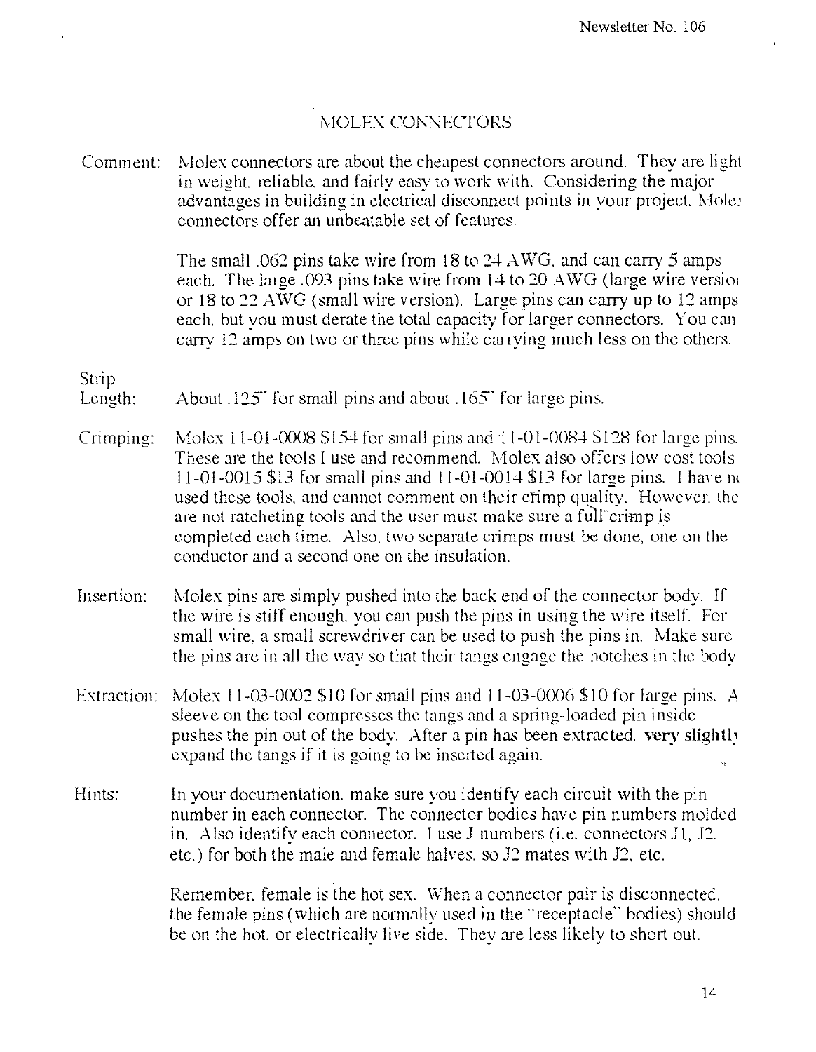# MOLEX CONNECTORS

**Comment:** Molex connectors are about the cheapest connectors around. They are light in weight, reliable, and fairly easy to work with. Considering the major advantages in building in electrical disconnect points in your project, Molex connectors offer an unbeatable set of features.

The small .062 pins take wire from 18 to 24 AWG, and can carry 5 amps each. The large .093 pins take wire from 14 to 20 AWG (large wire version or 18 to 22 AWG (small wire version). Large pins can carry up to 12 amps each, but you must derate the total capacity for larger connectors. You can carry 12 amps on two or three pins while carrying much less on the others.

**Strip Length:** About .125" for small pins and about .165" for large pins.

**Crimping:** Molex 11-01-0008 $154 for small pins and 11-01-0084 $128 for large pins. These are the tools I use and recommend. Molex also offers low cost tools 11-01-0015 $13 for small pins and 11-01-0014 $13 for large pins. I have not used these tools, and cannot comment on their crimp quality. However, they are not ratcheting tools and the user must make sure a full crimp is completed each time. Also, two separate crimps must be done, one on the conductor and a second one on the insulation.

**Insertion:** Molex pins are simply pushed into the back end of the connector body. If the wire is stiff enough, you can push the pins in using the wire itself. For small wire, a small screwdriver can be used to push the pins in. Make sure the pins are in all the way so that their tangs engage the notches in the body

**Extraction:** Molex 11-03-0002 $10 for small pins and 11-03-0006 $10 for large pins. A sleeve on the tool compresses the tangs and a spring-loaded pin inside pushes the pin out of the body. After a pin has been extracted, **very slightly** expand the tangs if it is going to be inserted again.

**Hints:** In your documentation, make sure you identify each circuit with the pin number in each connector. The connector bodies have pin numbers molded in. Also identify each connector. I use J-numbers (i.e. connectors J1, J2, etc.) for both the male and female halves, so J2 mates with J2, etc.

Remember, female is the hot sex. When a connector pair is disconnected, the female pins (which are normally used in the "receptacle" bodies) should be on the hot, or electrically live side. They are less likely to short out.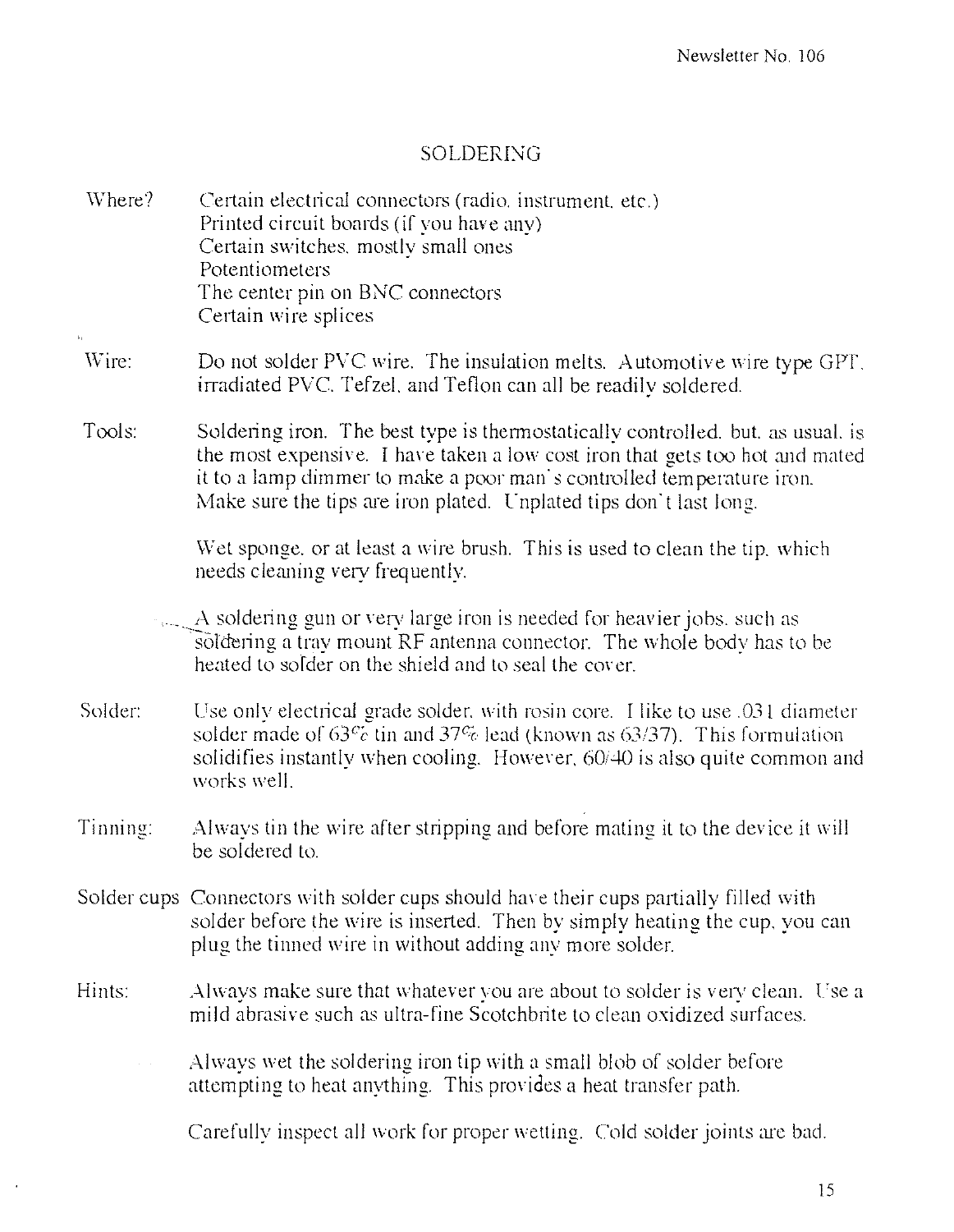# SOLDERING

**Where?**
Certain electrical connectors (radio, instrument, etc.)
Printed circuit boards (if you have any)
Certain switches, mostly small ones
Potentiometers
The center pin on BNC connectors
Certain wire splices

**Wire:** Do not solder PVC wire. The insulation melts. Automotive wire type GPT, irradiated PVC, Tefzel, and Teflon can all be readily soldered.

**Tools:** Soldering iron. The best type is thermostatically controlled, but, as usual, is the most expensive. I have taken a low cost iron that gets too hot and mated it to a lamp dimmer to make a poor man's controlled temperature iron. Make sure the tips are iron plated. Unplated tips don't last long.

Wet sponge, or at least a wire brush. This is used to clean the tip, which needs cleaning very frequently.

A soldering gun or very large iron is needed for heavier jobs, such as soldering a tray mount RF antenna connector. The whole body has to be heated to solder on the shield and to seal the cover.

**Solder:** Use only electrical grade solder, with rosin core. I like to use .031 diameter solder made of 63% tin and 37% lead (known as 63/37). This formulation solidifies instantly when cooling. However, 60/40 is also quite common and works well.

**Tinning:** Always tin the wire after stripping and before mating it to the device it will be soldered to.

**Solder cups** Connectors with solder cups should have their cups partially filled with solder before the wire is inserted. Then by simply heating the cup, you can plug the tinned wire in without adding any more solder.

**Hints:** Always make sure that whatever you are about to solder is very clean. Use a mild abrasive such as ultra-fine Scotchbrite to clean oxidized surfaces.

Always wet the soldering iron tip with a small blob of solder before attempting to heat anything. This provides a heat transfer path.

Carefully inspect all work for proper wetting. Cold solder joints are bad.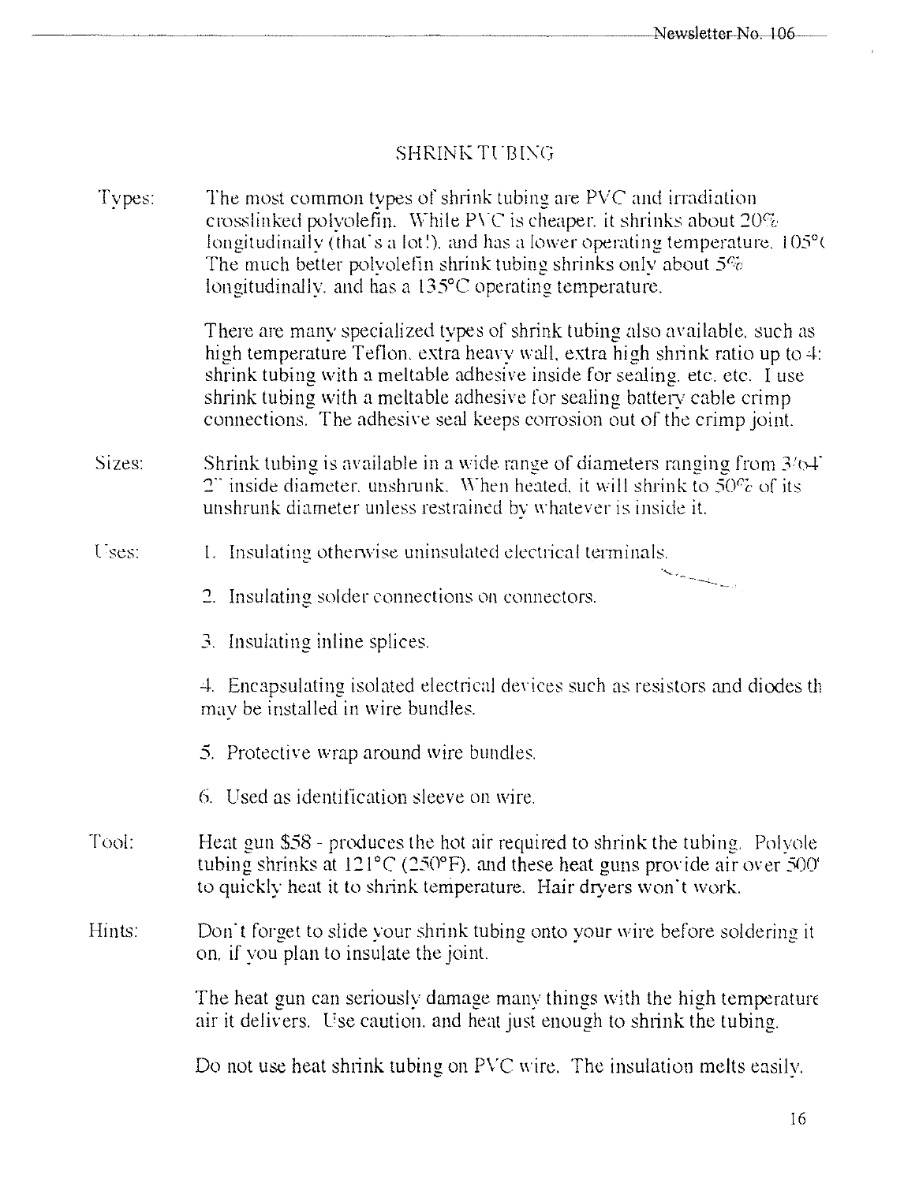## SHRINK TUBING

**Types:** The most common types of shrink tubing are PVC and irradiation crosslinked polyolefin. While PVC is cheaper, it shrinks about 20% longitudinally (that's a lot!), and has a lower operating temperature, 105°C. The much better polyolefin shrink tubing shrinks only about 5% longitudinally, and has a 135°C operating temperature.

There are many specialized types of shrink tubing also available, such as high temperature Teflon, extra heavy wall, extra high shrink ratio up to 4:1 shrink tubing with a meltable adhesive inside for sealing, etc. etc. I use shrink tubing with a meltable adhesive for sealing battery cable crimp connections. The adhesive seal keeps corrosion out of the crimp joint.

**Sizes:** Shrink tubing is available in a wide range of diameters ranging from 3/64" 2" inside diameter, unshrunk. When heated, it will shrink to 50% of its unshrunk diameter unless restrained by whatever is inside it.

**Uses:**

1. Insulating otherwise uninsulated electrical terminals.
2. Insulating solder connections on connectors.
3. Insulating inline splices.
4. Encapsulating isolated electrical devices such as resistors and diodes th may be installed in wire bundles.
5. Protective wrap around wire bundles.
6. Used as identification sleeve on wire.

**Tool:** Heat gun $58 - produces the hot air required to shrink the tubing. Polyole tubing shrinks at 121°C (250°F), and these heat guns provide air over 500° to quickly heat it to shrink temperature. Hair dryers won't work.

**Hints:** Don't forget to slide your shrink tubing onto your wire before soldering it on, if you plan to insulate the joint.

The heat gun can seriously damage many things with the high temperature air it delivers. Use caution, and heat just enough to shrink the tubing.

Do not use heat shrink tubing on PVC wire. The insulation melts easily.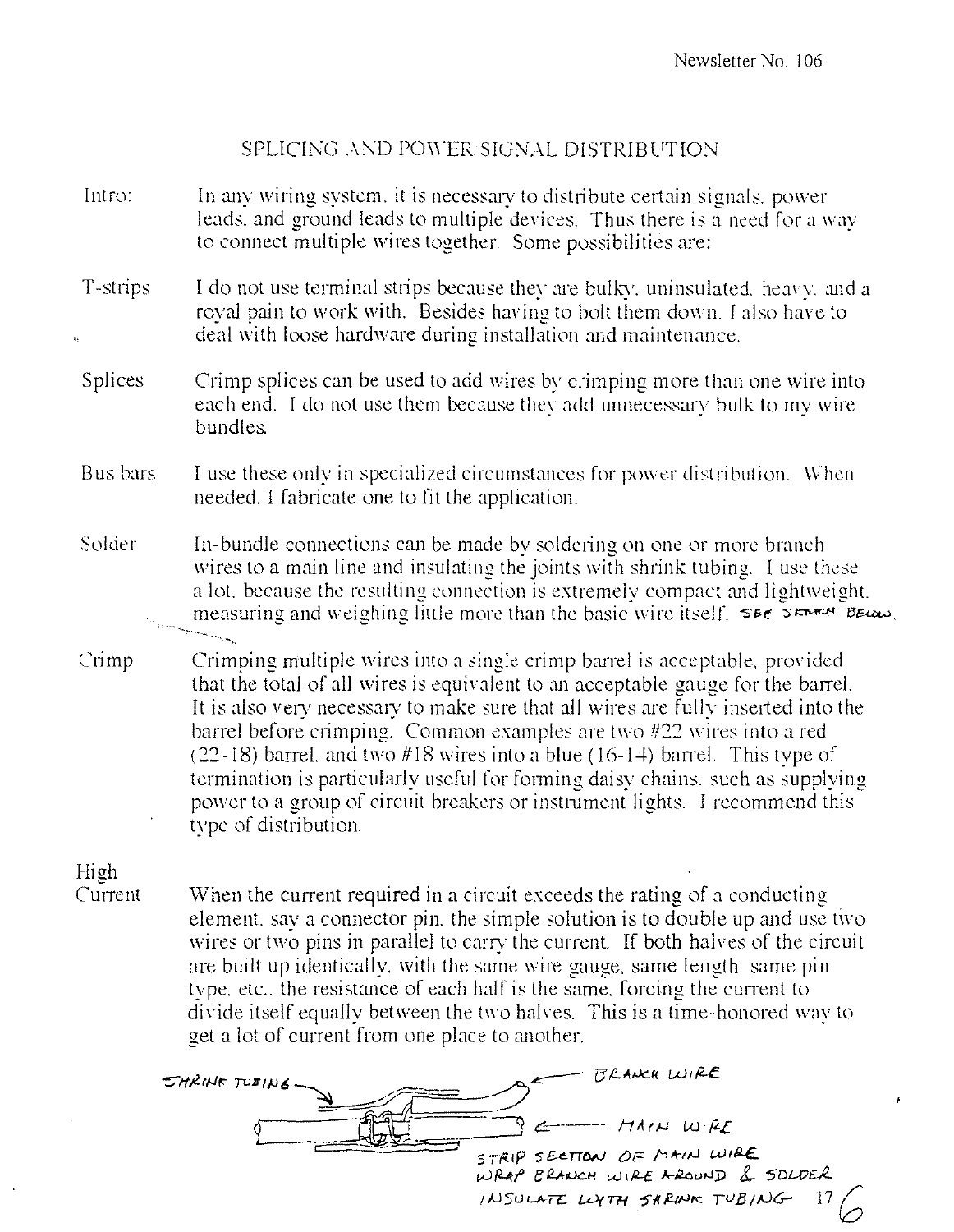# SPLICING AND POWER/SIGNAL DISTRIBUTION

**Intro:** In any wiring system, it is necessary to distribute certain signals, power leads, and ground leads to multiple devices. Thus there is a need for a way to connect multiple wires together. Some possibilities are:

**T-strips** I do not use terminal strips because they are bulky, uninsulated, heavy, and a royal pain to work with. Besides having to bolt them down, I also have to deal with loose hardware during installation and maintenance.

**Splices** Crimp splices can be used to add wires by crimping more than one wire into each end. I do not use them because they add unnecessary bulk to my wire bundles.

**Bus bars** I use these only in specialized circumstances for power distribution. When needed, I fabricate one to fit the application.

**Solder** In-bundle connections can be made by soldering on one or more branch wires to a main line and insulating the joints with shrink tubing. I use these a lot, because the resulting connection is extremely compact and lightweight, measuring and weighing little more than the basic wire itself. SEE SKETCH BELOW.

**Crimp** Crimping multiple wires into a single crimp barrel is acceptable, provided that the total of all wires is equivalent to an acceptable gauge for the barrel. It is also very necessary to make sure that all wires are fully inserted into the barrel before crimping. Common examples are two #22 wires into a red (22-18) barrel, and two #18 wires into a blue (16-14) barrel. This type of termination is particularly useful for forming daisy chains, such as supplying power to a group of circuit breakers or instrument lights. I recommend this type of distribution.

**High Current** When the current required in a circuit exceeds the rating of a conducting element, say a connector pin, the simple solution is to double up and use two wires or two pins in parallel to carry the current. If both halves of the circuit are built up identically, with the same wire gauge, same length, same pin type, etc., the resistance of each half is the same, forcing the current to divide itself equally between the two halves. This is a time-honored way to get a lot of current from one place to another.

SHRINK TUBING — BRANCH WIRE — MAIN WIRE

STRIP SECTION OF MAIN WIRE
WRAP BRANCH WIRE AROUND & SOLDER
INSULATE WITH SHRINK TUBING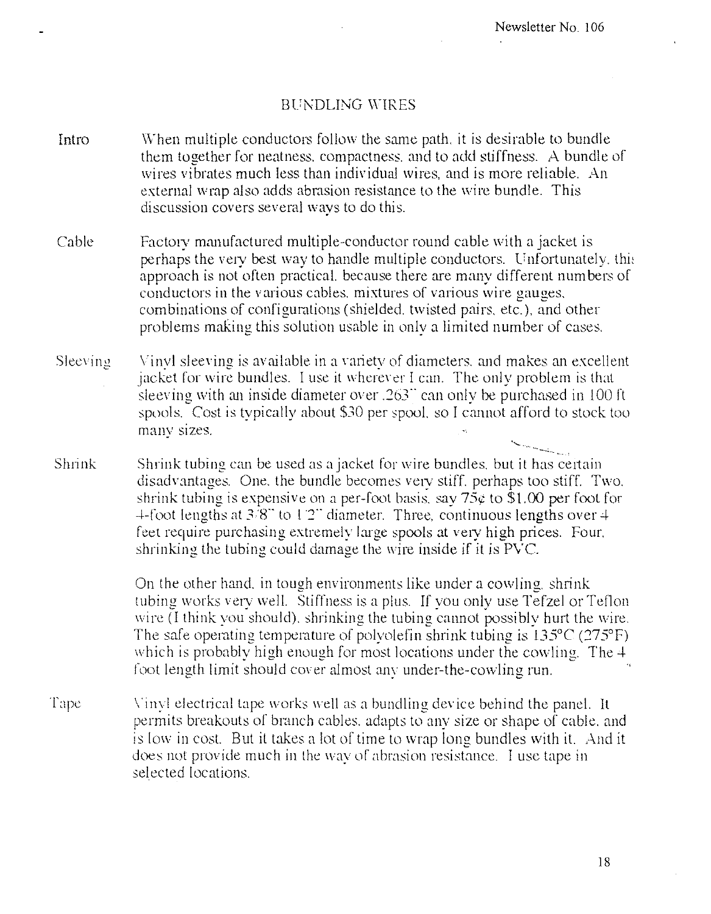# BUNDLING WIRES

**Intro** When multiple conductors follow the same path, it is desirable to bundle them together for neatness, compactness, and to add stiffness. A bundle of wires vibrates much less than individual wires, and is more reliable. An external wrap also adds abrasion resistance to the wire bundle. This discussion covers several ways to do this.

**Cable** Factory manufactured multiple-conductor round cable with a jacket is perhaps the very best way to handle multiple conductors. Unfortunately, this approach is not often practical, because there are many different numbers of conductors in the various cables, mixtures of various wire gauges, combinations of configurations (shielded, twisted pairs, etc.), and other problems making this solution usable in only a limited number of cases.

**Sleeving** Vinyl sleeving is available in a variety of diameters, and makes an excellent jacket for wire bundles. I use it wherever I can. The only problem is that sleeving with an inside diameter over .263" can only be purchased in 100 ft spools. Cost is typically about $30 per spool, so I cannot afford to stock too many sizes.

**Shrink** Shrink tubing can be used as a jacket for wire bundles, but it has certain disadvantages. One, the bundle becomes very stiff, perhaps too stiff. Two, shrink tubing is expensive on a per-foot basis, say 75¢ to $1.00 per foot for 4-foot lengths at 3/8" to 1/2" diameter. Three, continuous lengths over 4 feet require purchasing extremely large spools at very high prices. Four, shrinking the tubing could damage the wire inside if it is PVC.

On the other hand, in tough environments like under a cowling, shrink tubing works very well. Stiffness is a plus. If you only use Tefzel or Teflon wire (I think you should), shrinking the tubing cannot possibly hurt the wire. The safe operating temperature of polyolefin shrink tubing is 135°C (275°F) which is probably high enough for most locations under the cowling. The 4 foot length limit should cover almost any under-the-cowling run.

**Tape** Vinyl electrical tape works well as a bundling device behind the panel. It permits breakouts of branch cables, adapts to any size or shape of cable, and is low in cost. But it takes a lot of time to wrap long bundles with it. And it does not provide much in the way of abrasion resistance. I use tape in selected locations.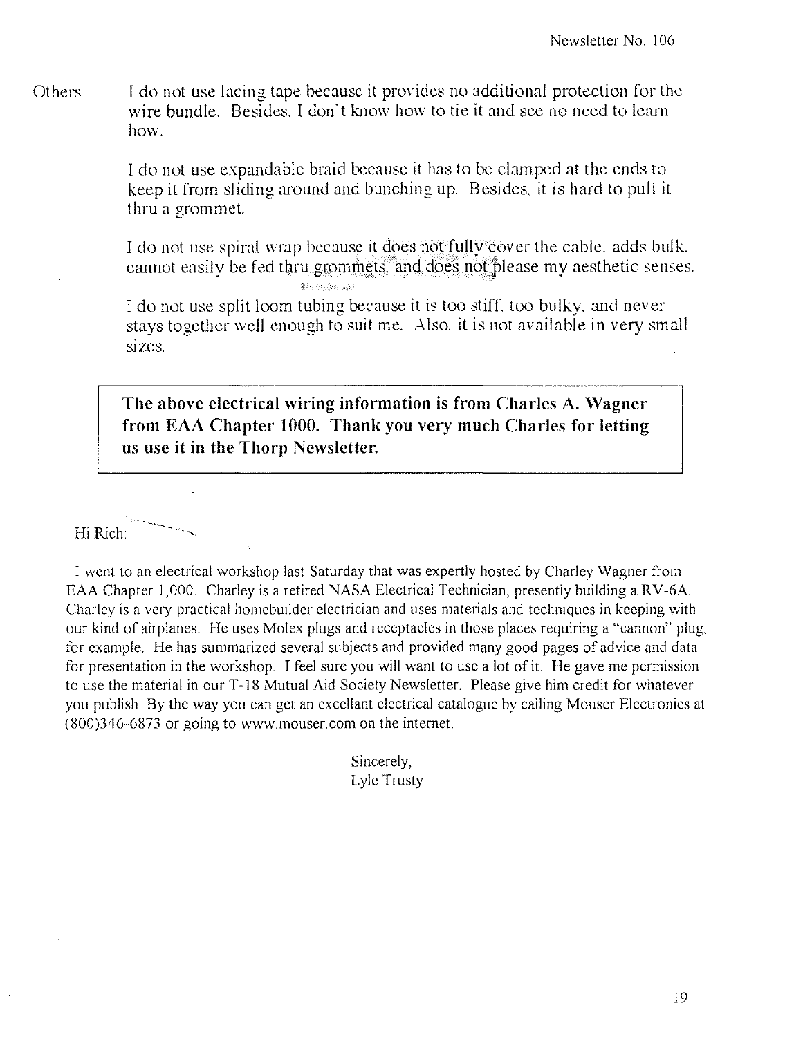**Others** I do not use lacing tape because it provides no additional protection for the wire bundle. Besides, I don't know how to tie it and see no need to learn how.

I do not use expandable braid because it has to be clamped at the ends to keep it from sliding around and bunching up. Besides, it is hard to pull it thru a grommet.

I do not use spiral wrap because it does not fully cover the cable, adds bulk, cannot easily be fed thru grommets, and does not please my aesthetic senses.

I do not use split loom tubing because it is too stiff, too bulky, and never stays together well enough to suit me. Also, it is not available in very small sizes.

**The above electrical wiring information is from Charles A. Wagner from EAA Chapter 1000. Thank you very much Charles for letting us use it in the Thorp Newsletter.**

Hi Rich:

I went to an electrical workshop last Saturday that was expertly hosted by Charley Wagner from EAA Chapter 1,000. Charley is a retired NASA Electrical Technician, presently building a RV-6A. Charley is a very practical homebuilder electrician and uses materials and techniques in keeping with our kind of airplanes. He uses Molex plugs and receptacles in those places requiring a "cannon" plug, for example. He has summarized several subjects and provided many good pages of advice and data for presentation in the workshop. I feel sure you will want to use a lot of it. He gave me permission to use the material in our T-18 Mutual Aid Society Newsletter. Please give him credit for whatever you publish. By the way you can get an excellant electrical catalogue by calling Mouser Electronics at (800)346-6873 or going to www.mouser.com on the internet.

Sincerely,
Lyle Trusty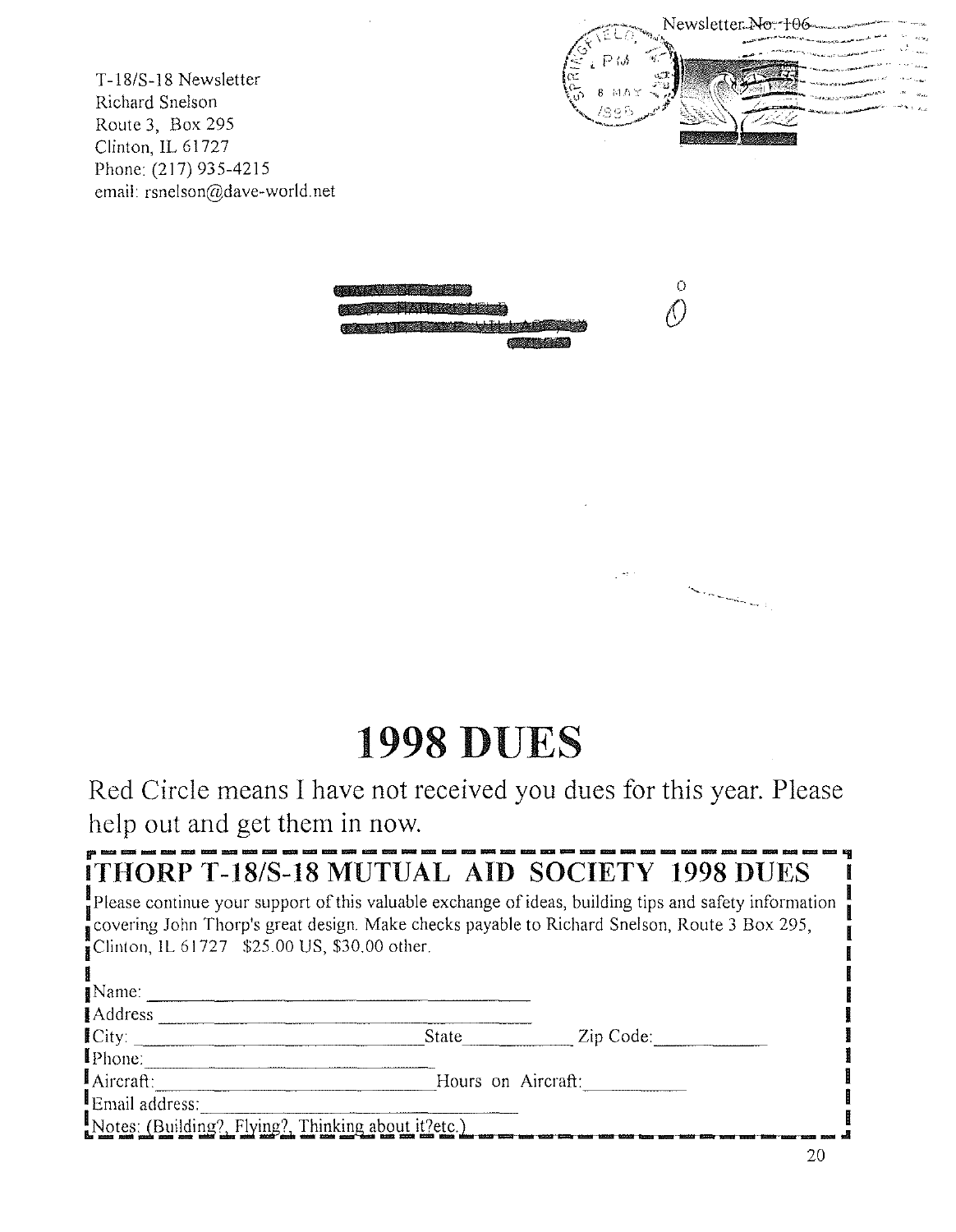T-18/S-18 Newsletter
Richard Snelson
Route 3, Box 295
Clinton, IL 61727
Phone: (217) 935-4215
email: rsnelson@dave-world.net

Newsletter No. 106

# 1998 DUES

Red Circle means I have not received you dues for this year. Please help out and get them in now.

## THORP T-18/S-18 MUTUAL AID SOCIETY 1998 DUES

Please continue your support of this valuable exchange of ideas, building tips and safety information covering John Thorp's great design. Make checks payable to Richard Snelson, Route 3 Box 295, Clinton, IL 61727 $25.00 US, $30.00 other.

Name: ______________________________

Address ______________________________

City: ______________________ State __________ Zip Code: __________

Phone: ______________________________

Aircraft: ______________________ Hours on Aircraft: __________

Email address: ______________________________

Notes: (Building?, Flying?, Thinking about it?etc.)